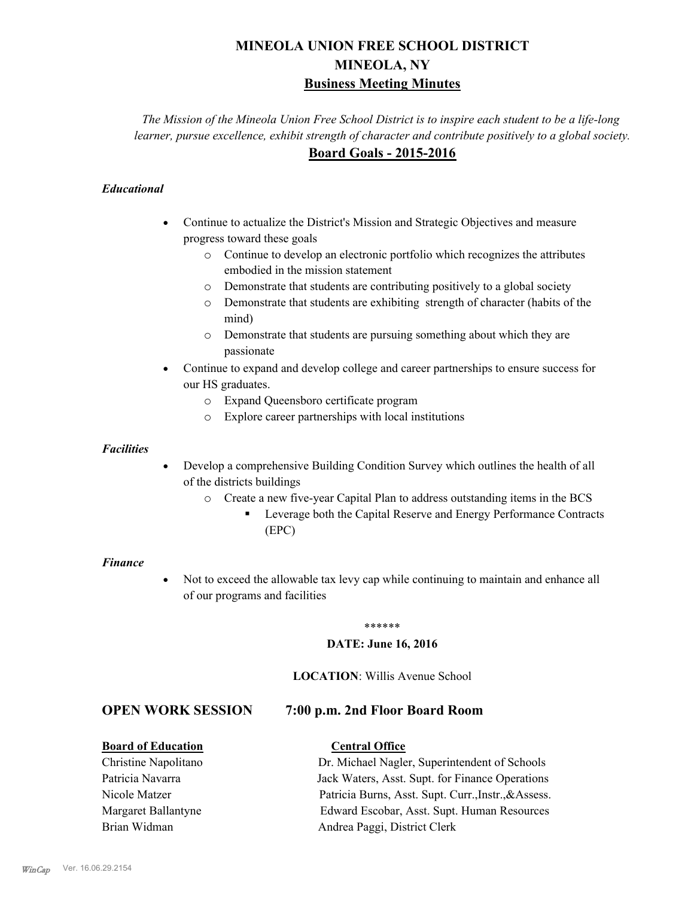# MINEOLA UNION FREE SCHOOL DISTRICT
# MINEOLA, NY
## Business Meeting Minutes

*The Mission of the Mineola Union Free School District is to inspire each student to be a life-long learner, pursue excellence, exhibit strength of character and contribute positively to a global society.*

## Board Goals - 2015-2016

### *Educational*

- Continue to actualize the District's Mission and Strategic Objectives and measure progress toward these goals
  - Continue to develop an electronic portfolio which recognizes the attributes embodied in the mission statement
  - Demonstrate that students are contributing positively to a global society
  - Demonstrate that students are exhibiting strength of character (habits of the mind)
  - Demonstrate that students are pursuing something about which they are passionate
- Continue to expand and develop college and career partnerships to ensure success for our HS graduates.
  - Expand Queensboro certificate program
  - Explore career partnerships with local institutions

### *Facilities*

- Develop a comprehensive Building Condition Survey which outlines the health of all of the districts buildings
  - Create a new five-year Capital Plan to address outstanding items in the BCS
    - Leverage both the Capital Reserve and Energy Performance Contracts (EPC)

### *Finance*

- Not to exceed the allowable tax levy cap while continuing to maintain and enhance all of our programs and facilities

\*\*\*\*\*\*

**DATE: June 16, 2016**

**LOCATION**: Willis Avenue School

## OPEN WORK SESSION 7:00 p.m. 2nd Floor Board Room

| **Board of Education** | **Central Office** |
|---|---|
| Christine Napolitano | Dr. Michael Nagler, Superintendent of Schools |
| Patricia Navarra | Jack Waters, Asst. Supt. for Finance Operations |
| Nicole Matzer | Patricia Burns, Asst. Supt. Curr.,Instr.,&Assess. |
| Margaret Ballantyne | Edward Escobar, Asst. Supt. Human Resources |
| Brian Widman | Andrea Paggi, District Clerk |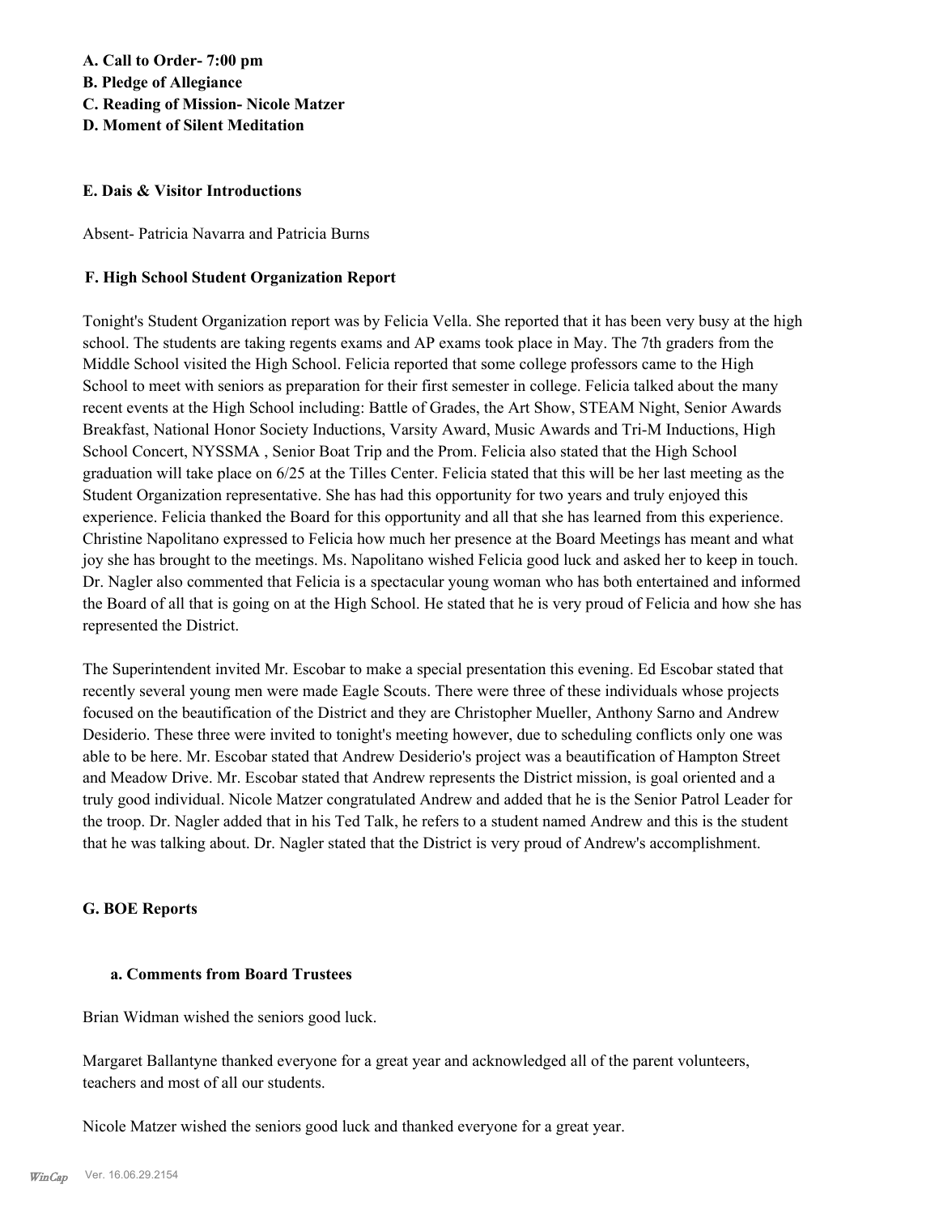**A. Call to Order- 7:00 pm**
**B. Pledge of Allegiance**
**C. Reading of Mission- Nicole Matzer**
**D. Moment of Silent Meditation**

**E. Dais & Visitor Introductions**

Absent- Patricia Navarra and Patricia Burns

**F. High School Student Organization Report**

Tonight's Student Organization report was by Felicia Vella. She reported that it has been very busy at the high school. The students are taking regents exams and AP exams took place in May. The 7th graders from the Middle School visited the High School. Felicia reported that some college professors came to the High School to meet with seniors as preparation for their first semester in college. Felicia talked about the many recent events at the High School including: Battle of Grades, the Art Show, STEAM Night, Senior Awards Breakfast, National Honor Society Inductions, Varsity Award, Music Awards and Tri-M Inductions, High School Concert, NYSSMA , Senior Boat Trip and the Prom. Felicia also stated that the High School graduation will take place on 6/25 at the Tilles Center. Felicia stated that this will be her last meeting as the Student Organization representative. She has had this opportunity for two years and truly enjoyed this experience. Felicia thanked the Board for this opportunity and all that she has learned from this experience. Christine Napolitano expressed to Felicia how much her presence at the Board Meetings has meant and what joy she has brought to the meetings. Ms. Napolitano wished Felicia good luck and asked her to keep in touch. Dr. Nagler also commented that Felicia is a spectacular young woman who has both entertained and informed the Board of all that is going on at the High School. He stated that he is very proud of Felicia and how she has represented the District.

The Superintendent invited Mr. Escobar to make a special presentation this evening. Ed Escobar stated that recently several young men were made Eagle Scouts. There were three of these individuals whose projects focused on the beautification of the District and they are Christopher Mueller, Anthony Sarno and Andrew Desiderio. These three were invited to tonight's meeting however, due to scheduling conflicts only one was able to be here. Mr. Escobar stated that Andrew Desiderio's project was a beautification of Hampton Street and Meadow Drive. Mr. Escobar stated that Andrew represents the District mission, is goal oriented and a truly good individual. Nicole Matzer congratulated Andrew and added that he is the Senior Patrol Leader for the troop. Dr. Nagler added that in his Ted Talk, he refers to a student named Andrew and this is the student that he was talking about. Dr. Nagler stated that the District is very proud of Andrew's accomplishment.

**G. BOE Reports**

**a. Comments from Board Trustees**

Brian Widman wished the seniors good luck.

Margaret Ballantyne thanked everyone for a great year and acknowledged all of the parent volunteers, teachers and most of all our students.

Nicole Matzer wished the seniors good luck and thanked everyone for a great year.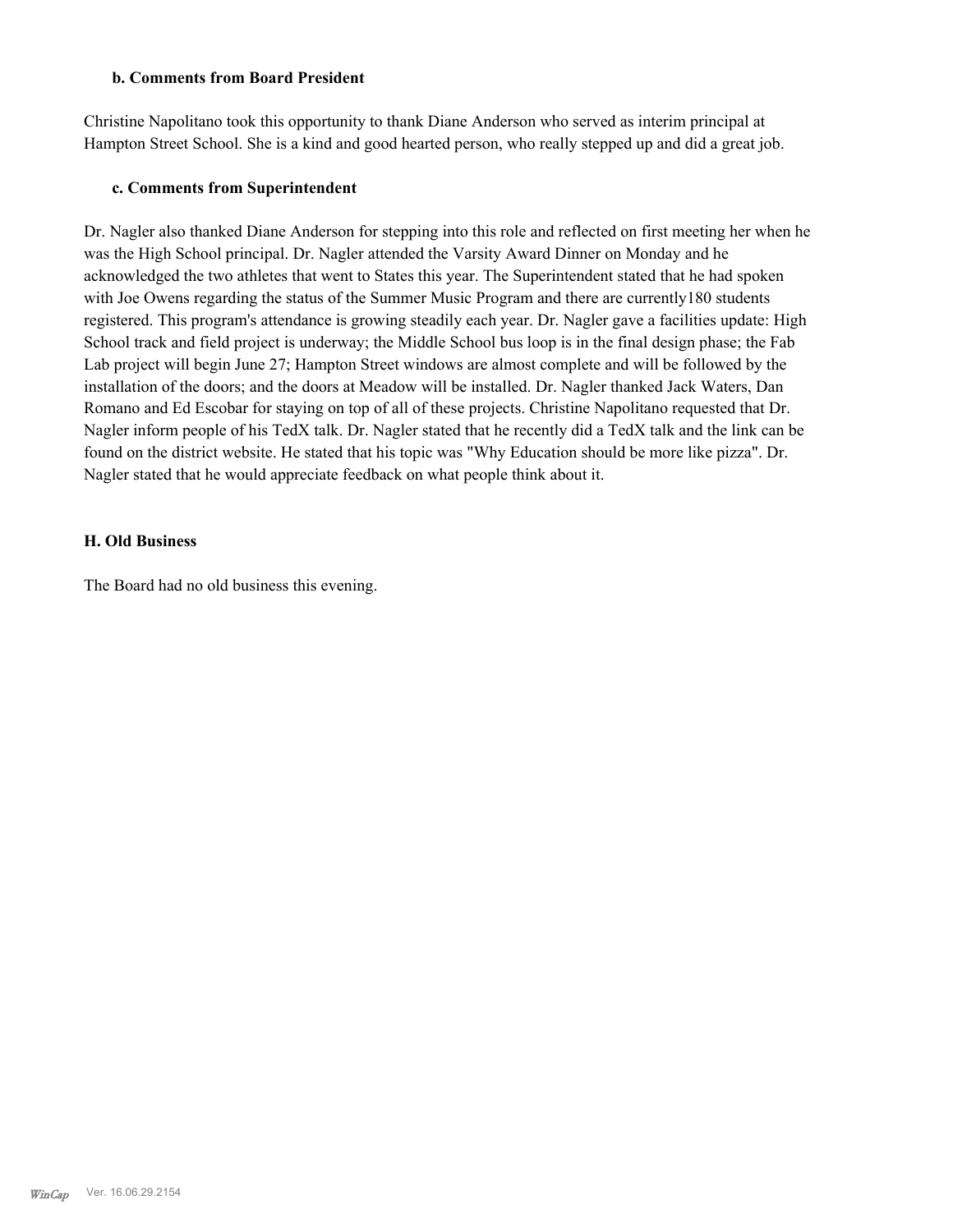### b. Comments from Board President

Christine Napolitano took this opportunity to thank Diane Anderson who served as interim principal at Hampton Street School. She is a kind and good hearted person, who really stepped up and did a great job.

### c. Comments from Superintendent

Dr. Nagler also thanked Diane Anderson for stepping into this role and reflected on first meeting her when he was the High School principal. Dr. Nagler attended the Varsity Award Dinner on Monday and he acknowledged the two athletes that went to States this year. The Superintendent stated that he had spoken with Joe Owens regarding the status of the Summer Music Program and there are currently180 students registered. This program's attendance is growing steadily each year. Dr. Nagler gave a facilities update: High School track and field project is underway; the Middle School bus loop is in the final design phase; the Fab Lab project will begin June 27; Hampton Street windows are almost complete and will be followed by the installation of the doors; and the doors at Meadow will be installed. Dr. Nagler thanked Jack Waters, Dan Romano and Ed Escobar for staying on top of all of these projects. Christine Napolitano requested that Dr. Nagler inform people of his TedX talk. Dr. Nagler stated that he recently did a TedX talk and the link can be found on the district website. He stated that his topic was "Why Education should be more like pizza". Dr. Nagler stated that he would appreciate feedback on what people think about it.

## H. Old Business

The Board had no old business this evening.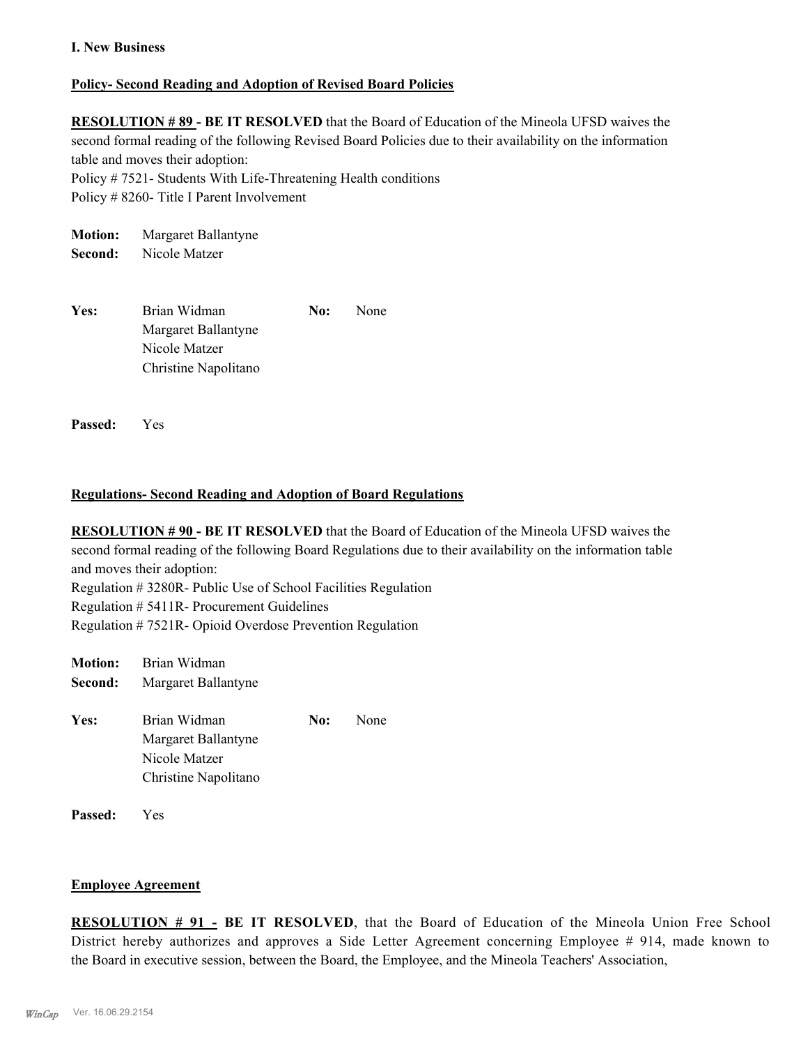**I. New Business**

**Policy- Second Reading and Adoption of Revised Board Policies**

**RESOLUTION # 89 - BE IT RESOLVED** that the Board of Education of the Mineola UFSD waives the second formal reading of the following Revised Board Policies due to their availability on the information table and moves their adoption:
Policy # 7521- Students With Life-Threatening Health conditions
Policy # 8260- Title I Parent Involvement

**Motion:** Margaret Ballantyne
**Second:** Nicole Matzer

**Yes:** Brian Widman, Margaret Ballantyne, Nicole Matzer, Christine Napolitano
**No:** None

**Passed:** Yes

**Regulations- Second Reading and Adoption of Board Regulations**

**RESOLUTION # 90 - BE IT RESOLVED** that the Board of Education of the Mineola UFSD waives the second formal reading of the following Board Regulations due to their availability on the information table and moves their adoption:
Regulation # 3280R- Public Use of School Facilities Regulation
Regulation # 5411R- Procurement Guidelines
Regulation # 7521R- Opioid Overdose Prevention Regulation

**Motion:** Brian Widman
**Second:** Margaret Ballantyne

**Yes:** Brian Widman, Margaret Ballantyne, Nicole Matzer, Christine Napolitano
**No:** None

**Passed:** Yes

**Employee Agreement**

**RESOLUTION # 91 - BE IT RESOLVED**, that the Board of Education of the Mineola Union Free School District hereby authorizes and approves a Side Letter Agreement concerning Employee # 914, made known to the Board in executive session, between the Board, the Employee, and the Mineola Teachers' Association,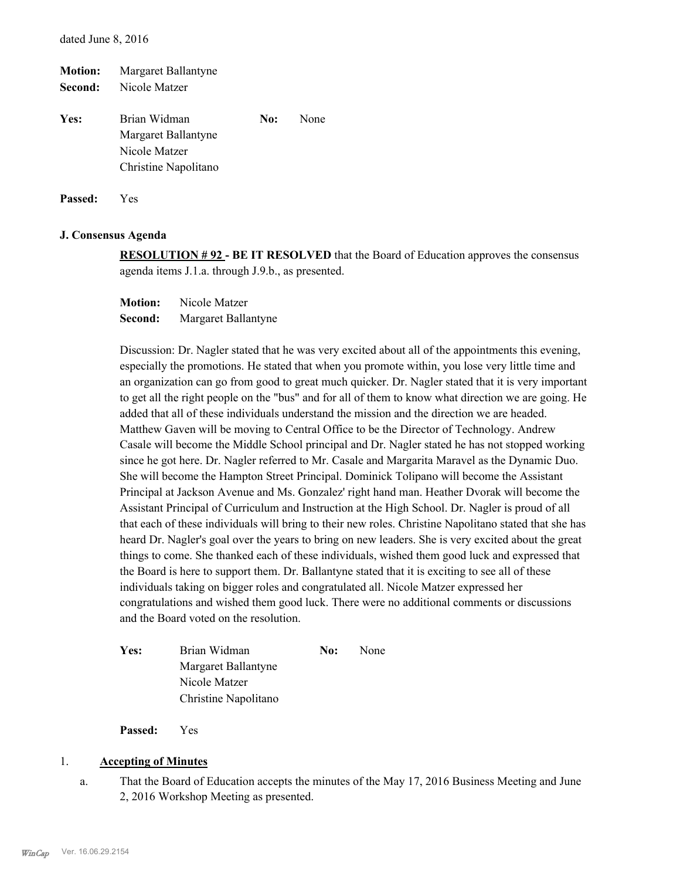dated June 8, 2016

**Motion:** Margaret Ballantyne
**Second:** Nicole Matzer

| **Yes:** | Brian Widman | **No:** | None |
|---|---|---|---|
| | Margaret Ballantyne | | |
| | Nicole Matzer | | |
| | Christine Napolitano | | |

**Passed:** Yes

### J. Consensus Agenda

**RESOLUTION # 92 - BE IT RESOLVED** that the Board of Education approves the consensus agenda items J.1.a. through J.9.b., as presented.

**Motion:** Nicole Matzer
**Second:** Margaret Ballantyne

Discussion: Dr. Nagler stated that he was very excited about all of the appointments this evening, especially the promotions. He stated that when you promote within, you lose very little time and an organization can go from good to great much quicker. Dr. Nagler stated that it is very important to get all the right people on the "bus" and for all of them to know what direction we are going. He added that all of these individuals understand the mission and the direction we are headed. Matthew Gaven will be moving to Central Office to be the Director of Technology. Andrew Casale will become the Middle School principal and Dr. Nagler stated he has not stopped working since he got here. Dr. Nagler referred to Mr. Casale and Margarita Maravel as the Dynamic Duo. She will become the Hampton Street Principal. Dominick Tolipano will become the Assistant Principal at Jackson Avenue and Ms. Gonzalez' right hand man. Heather Dvorak will become the Assistant Principal of Curriculum and Instruction at the High School. Dr. Nagler is proud of all that each of these individuals will bring to their new roles. Christine Napolitano stated that she has heard Dr. Nagler's goal over the years to bring on new leaders. She is very excited about the great things to come. She thanked each of these individuals, wished them good luck and expressed that the Board is here to support them. Dr. Ballantyne stated that it is exciting to see all of these individuals taking on bigger roles and congratulated all. Nicole Matzer expressed her congratulations and wished them good luck. There were no additional comments or discussions and the Board voted on the resolution.

| **Yes:** | Brian Widman | **No:** | None |
|---|---|---|---|
| | Margaret Ballantyne | | |
| | Nicole Matzer | | |
| | Christine Napolitano | | |

**Passed:** Yes

1. **Accepting of Minutes**
   a. That the Board of Education accepts the minutes of the May 17, 2016 Business Meeting and June 2, 2016 Workshop Meeting as presented.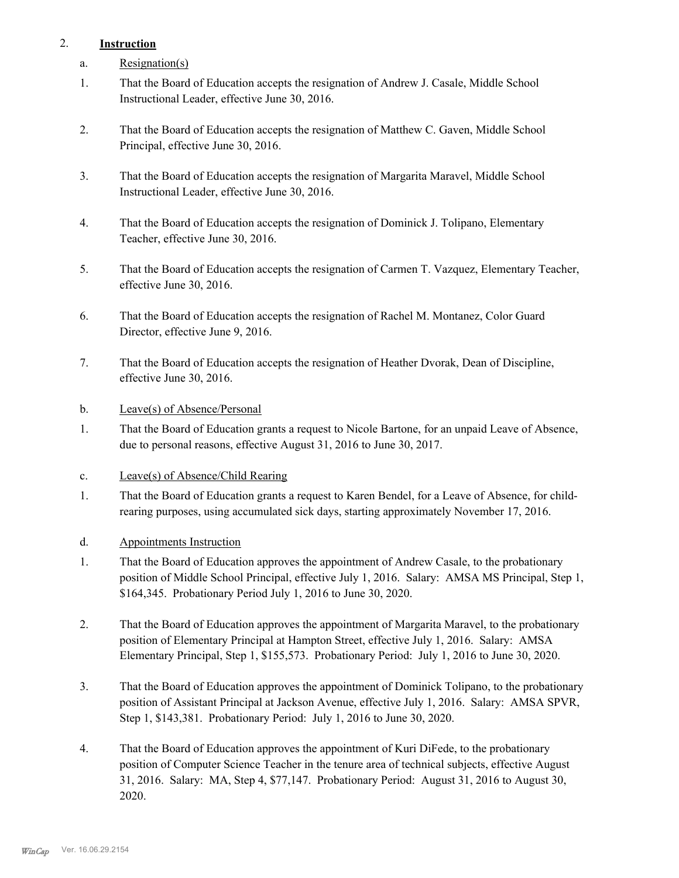2. **Instruction**

a. Resignation(s)

1. That the Board of Education accepts the resignation of Andrew J. Casale, Middle School Instructional Leader, effective June 30, 2016.

2. That the Board of Education accepts the resignation of Matthew C. Gaven, Middle School Principal, effective June 30, 2016.

3. That the Board of Education accepts the resignation of Margarita Maravel, Middle School Instructional Leader, effective June 30, 2016.

4. That the Board of Education accepts the resignation of Dominick J. Tolipano, Elementary Teacher, effective June 30, 2016.

5. That the Board of Education accepts the resignation of Carmen T. Vazquez, Elementary Teacher, effective June 30, 2016.

6. That the Board of Education accepts the resignation of Rachel M. Montanez, Color Guard Director, effective June 9, 2016.

7. That the Board of Education accepts the resignation of Heather Dvorak, Dean of Discipline, effective June 30, 2016.

b. Leave(s) of Absence/Personal

1. That the Board of Education grants a request to Nicole Bartone, for an unpaid Leave of Absence, due to personal reasons, effective August 31, 2016 to June 30, 2017.

c. Leave(s) of Absence/Child Rearing

1. That the Board of Education grants a request to Karen Bendel, for a Leave of Absence, for child-rearing purposes, using accumulated sick days, starting approximately November 17, 2016.

d. Appointments Instruction

1. That the Board of Education approves the appointment of Andrew Casale, to the probationary position of Middle School Principal, effective July 1, 2016. Salary: AMSA MS Principal, Step 1, $164,345. Probationary Period July 1, 2016 to June 30, 2020.

2. That the Board of Education approves the appointment of Margarita Maravel, to the probationary position of Elementary Principal at Hampton Street, effective July 1, 2016. Salary: AMSA Elementary Principal, Step 1, $155,573. Probationary Period: July 1, 2016 to June 30, 2020.

3. That the Board of Education approves the appointment of Dominick Tolipano, to the probationary position of Assistant Principal at Jackson Avenue, effective July 1, 2016. Salary: AMSA SPVR, Step 1, $143,381. Probationary Period: July 1, 2016 to June 30, 2020.

4. That the Board of Education approves the appointment of Kuri DiFede, to the probationary position of Computer Science Teacher in the tenure area of technical subjects, effective August 31, 2016. Salary: MA, Step 4, $77,147. Probationary Period: August 31, 2016 to August 30, 2020.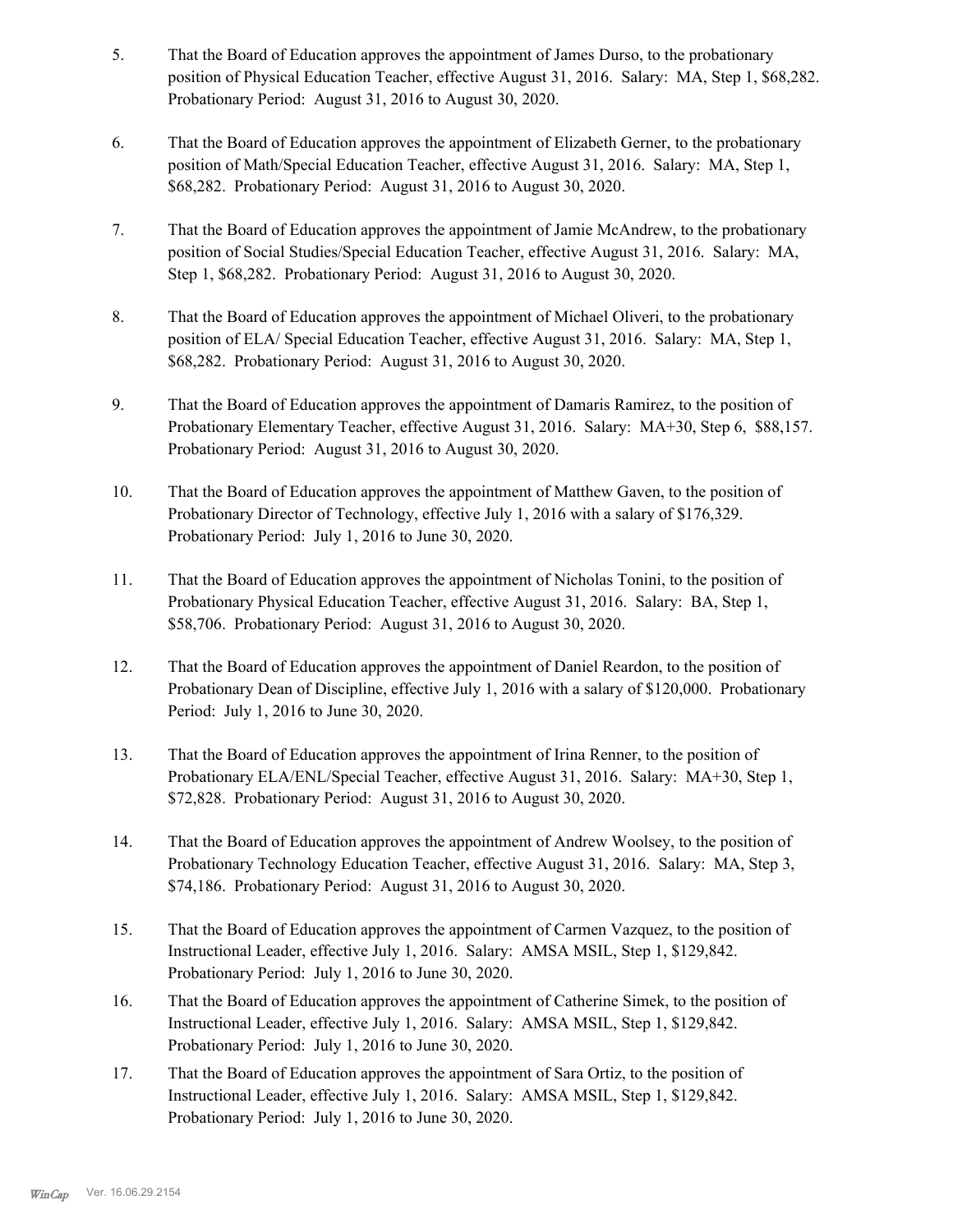5. That the Board of Education approves the appointment of James Durso, to the probationary position of Physical Education Teacher, effective August 31, 2016. Salary: MA, Step 1, $68,282. Probationary Period: August 31, 2016 to August 30, 2020.

6. That the Board of Education approves the appointment of Elizabeth Gerner, to the probationary position of Math/Special Education Teacher, effective August 31, 2016. Salary: MA, Step 1, $68,282. Probationary Period: August 31, 2016 to August 30, 2020.

7. That the Board of Education approves the appointment of Jamie McAndrew, to the probationary position of Social Studies/Special Education Teacher, effective August 31, 2016. Salary: MA, Step 1, $68,282. Probationary Period: August 31, 2016 to August 30, 2020.

8. That the Board of Education approves the appointment of Michael Oliveri, to the probationary position of ELA/ Special Education Teacher, effective August 31, 2016. Salary: MA, Step 1, $68,282. Probationary Period: August 31, 2016 to August 30, 2020.

9. That the Board of Education approves the appointment of Damaris Ramirez, to the position of Probationary Elementary Teacher, effective August 31, 2016. Salary: MA+30, Step 6, $88,157. Probationary Period: August 31, 2016 to August 30, 2020.

10. That the Board of Education approves the appointment of Matthew Gaven, to the position of Probationary Director of Technology, effective July 1, 2016 with a salary of $176,329. Probationary Period: July 1, 2016 to June 30, 2020.

11. That the Board of Education approves the appointment of Nicholas Tonini, to the position of Probationary Physical Education Teacher, effective August 31, 2016. Salary: BA, Step 1, $58,706. Probationary Period: August 31, 2016 to August 30, 2020.

12. That the Board of Education approves the appointment of Daniel Reardon, to the position of Probationary Dean of Discipline, effective July 1, 2016 with a salary of $120,000. Probationary Period: July 1, 2016 to June 30, 2020.

13. That the Board of Education approves the appointment of Irina Renner, to the position of Probationary ELA/ENL/Special Teacher, effective August 31, 2016. Salary: MA+30, Step 1, $72,828. Probationary Period: August 31, 2016 to August 30, 2020.

14. That the Board of Education approves the appointment of Andrew Woolsey, to the position of Probationary Technology Education Teacher, effective August 31, 2016. Salary: MA, Step 3, $74,186. Probationary Period: August 31, 2016 to August 30, 2020.

15. That the Board of Education approves the appointment of Carmen Vazquez, to the position of Instructional Leader, effective July 1, 2016. Salary: AMSA MSIL, Step 1, $129,842. Probationary Period: July 1, 2016 to June 30, 2020.

16. That the Board of Education approves the appointment of Catherine Simek, to the position of Instructional Leader, effective July 1, 2016. Salary: AMSA MSIL, Step 1, $129,842. Probationary Period: July 1, 2016 to June 30, 2020.

17. That the Board of Education approves the appointment of Sara Ortiz, to the position of Instructional Leader, effective July 1, 2016. Salary: AMSA MSIL, Step 1, $129,842. Probationary Period: July 1, 2016 to June 30, 2020.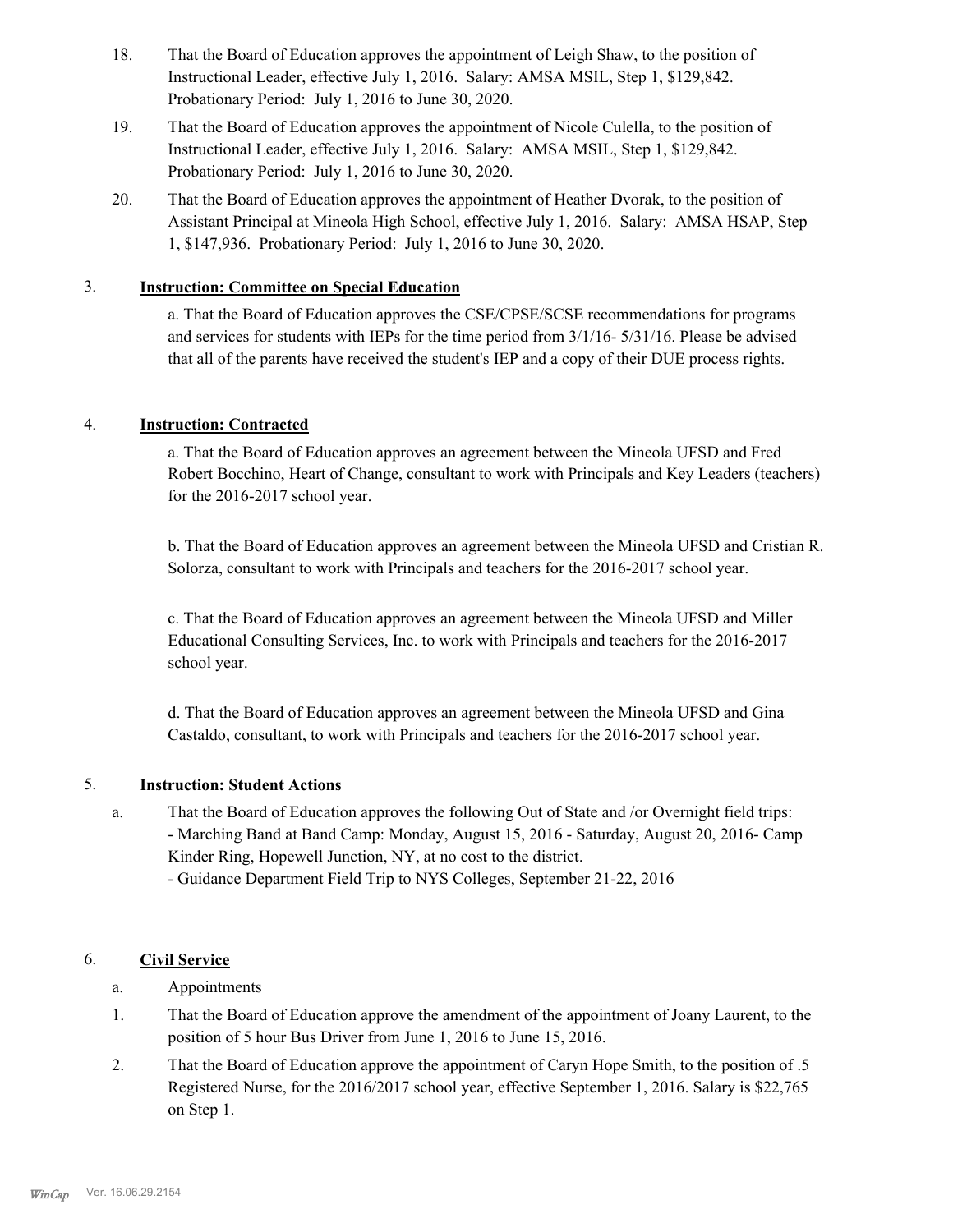18. That the Board of Education approves the appointment of Leigh Shaw, to the position of Instructional Leader, effective July 1, 2016. Salary: AMSA MSIL, Step 1, $129,842. Probationary Period: July 1, 2016 to June 30, 2020.

19. That the Board of Education approves the appointment of Nicole Culella, to the position of Instructional Leader, effective July 1, 2016. Salary: AMSA MSIL, Step 1, $129,842. Probationary Period: July 1, 2016 to June 30, 2020.

20. That the Board of Education approves the appointment of Heather Dvorak, to the position of Assistant Principal at Mineola High School, effective July 1, 2016. Salary: AMSA HSAP, Step 1, $147,936. Probationary Period: July 1, 2016 to June 30, 2020.

3. **Instruction: Committee on Special Education**

a. That the Board of Education approves the CSE/CPSE/SCSE recommendations for programs and services for students with IEPs for the time period from 3/1/16- 5/31/16. Please be advised that all of the parents have received the student's IEP and a copy of their DUE process rights.

4. **Instruction: Contracted**

a. That the Board of Education approves an agreement between the Mineola UFSD and Fred Robert Bocchino, Heart of Change, consultant to work with Principals and Key Leaders (teachers) for the 2016-2017 school year.

b. That the Board of Education approves an agreement between the Mineola UFSD and Cristian R. Solorza, consultant to work with Principals and teachers for the 2016-2017 school year.

c. That the Board of Education approves an agreement between the Mineola UFSD and Miller Educational Consulting Services, Inc. to work with Principals and teachers for the 2016-2017 school year.

d. That the Board of Education approves an agreement between the Mineola UFSD and Gina Castaldo, consultant, to work with Principals and teachers for the 2016-2017 school year.

5. **Instruction: Student Actions**

a. That the Board of Education approves the following Out of State and /or Overnight field trips:
- Marching Band at Band Camp: Monday, August 15, 2016 - Saturday, August 20, 2016- Camp Kinder Ring, Hopewell Junction, NY, at no cost to the district.
- Guidance Department Field Trip to NYS Colleges, September 21-22, 2016

6. **Civil Service**

a. Appointments

1. That the Board of Education approve the amendment of the appointment of Joany Laurent, to the position of 5 hour Bus Driver from June 1, 2016 to June 15, 2016.

2. That the Board of Education approve the appointment of Caryn Hope Smith, to the position of .5 Registered Nurse, for the 2016/2017 school year, effective September 1, 2016. Salary is $22,765 on Step 1.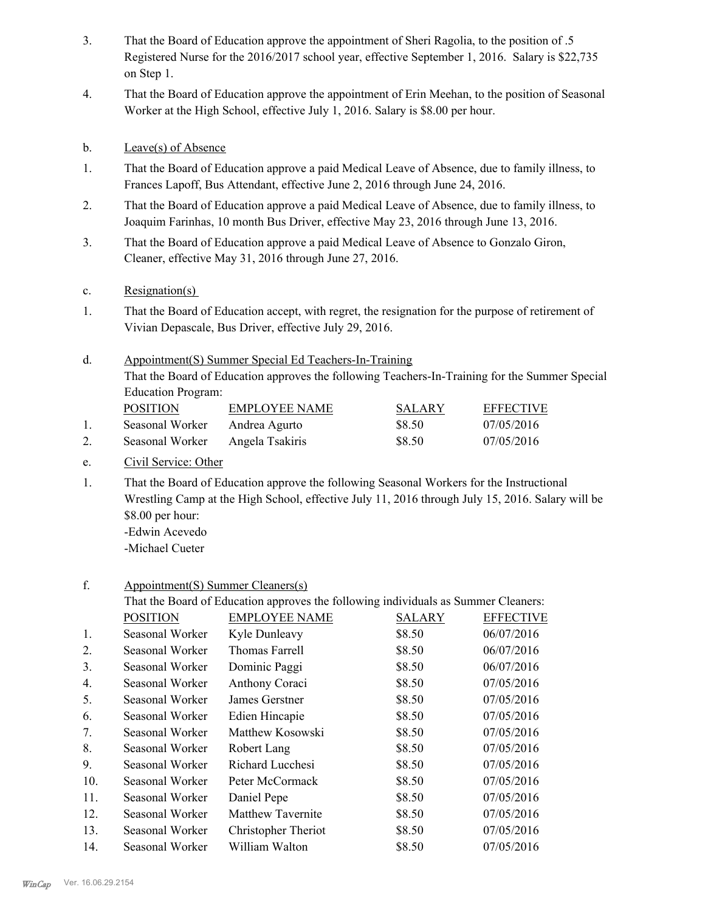3. That the Board of Education approve the appointment of Sheri Ragolia, to the position of .5 Registered Nurse for the 2016/2017 school year, effective September 1, 2016. Salary is $22,735 on Step 1.

4. That the Board of Education approve the appointment of Erin Meehan, to the position of Seasonal Worker at the High School, effective July 1, 2016. Salary is $8.00 per hour.

b. Leave(s) of Absence

1. That the Board of Education approve a paid Medical Leave of Absence, due to family illness, to Frances Lapoff, Bus Attendant, effective June 2, 2016 through June 24, 2016.

2. That the Board of Education approve a paid Medical Leave of Absence, due to family illness, to Joaquim Farinhas, 10 month Bus Driver, effective May 23, 2016 through June 13, 2016.

3. That the Board of Education approve a paid Medical Leave of Absence to Gonzalo Giron, Cleaner, effective May 31, 2016 through June 27, 2016.

c. Resignation(s)

1. That the Board of Education accept, with regret, the resignation for the purpose of retirement of Vivian Depascale, Bus Driver, effective July 29, 2016.

d. Appointment(S) Summer Special Ed Teachers-In-Training

That the Board of Education approves the following Teachers-In-Training for the Summer Special Education Program:

| | POSITION | EMPLOYEE NAME | SALARY | EFFECTIVE |
|---|---|---|---|---|
| 1. | Seasonal Worker | Andrea Agurto | $8.50 | 07/05/2016 |
| 2. | Seasonal Worker | Angela Tsakiris | $8.50 | 07/05/2016 |

e. Civil Service: Other

1. That the Board of Education approve the following Seasonal Workers for the Instructional Wrestling Camp at the High School, effective July 11, 2016 through July 15, 2016. Salary will be $8.00 per hour:
   - Edwin Acevedo
   - Michael Cueter

f. Appointment(S) Summer Cleaners(s)

That the Board of Education approves the following individuals as Summer Cleaners:

| | POSITION | EMPLOYEE NAME | SALARY | EFFECTIVE |
|---|---|---|---|---|
| 1. | Seasonal Worker | Kyle Dunleavy | $8.50 | 06/07/2016 |
| 2. | Seasonal Worker | Thomas Farrell | $8.50 | 06/07/2016 |
| 3. | Seasonal Worker | Dominic Paggi | $8.50 | 06/07/2016 |
| 4. | Seasonal Worker | Anthony Coraci | $8.50 | 07/05/2016 |
| 5. | Seasonal Worker | James Gerstner | $8.50 | 07/05/2016 |
| 6. | Seasonal Worker | Edien Hincapie | $8.50 | 07/05/2016 |
| 7. | Seasonal Worker | Matthew Kosowski | $8.50 | 07/05/2016 |
| 8. | Seasonal Worker | Robert Lang | $8.50 | 07/05/2016 |
| 9. | Seasonal Worker | Richard Lucchesi | $8.50 | 07/05/2016 |
| 10. | Seasonal Worker | Peter McCormack | $8.50 | 07/05/2016 |
| 11. | Seasonal Worker | Daniel Pepe | $8.50 | 07/05/2016 |
| 12. | Seasonal Worker | Matthew Tavernite | $8.50 | 07/05/2016 |
| 13. | Seasonal Worker | Christopher Theriot | $8.50 | 07/05/2016 |
| 14. | Seasonal Worker | William Walton | $8.50 | 07/05/2016 |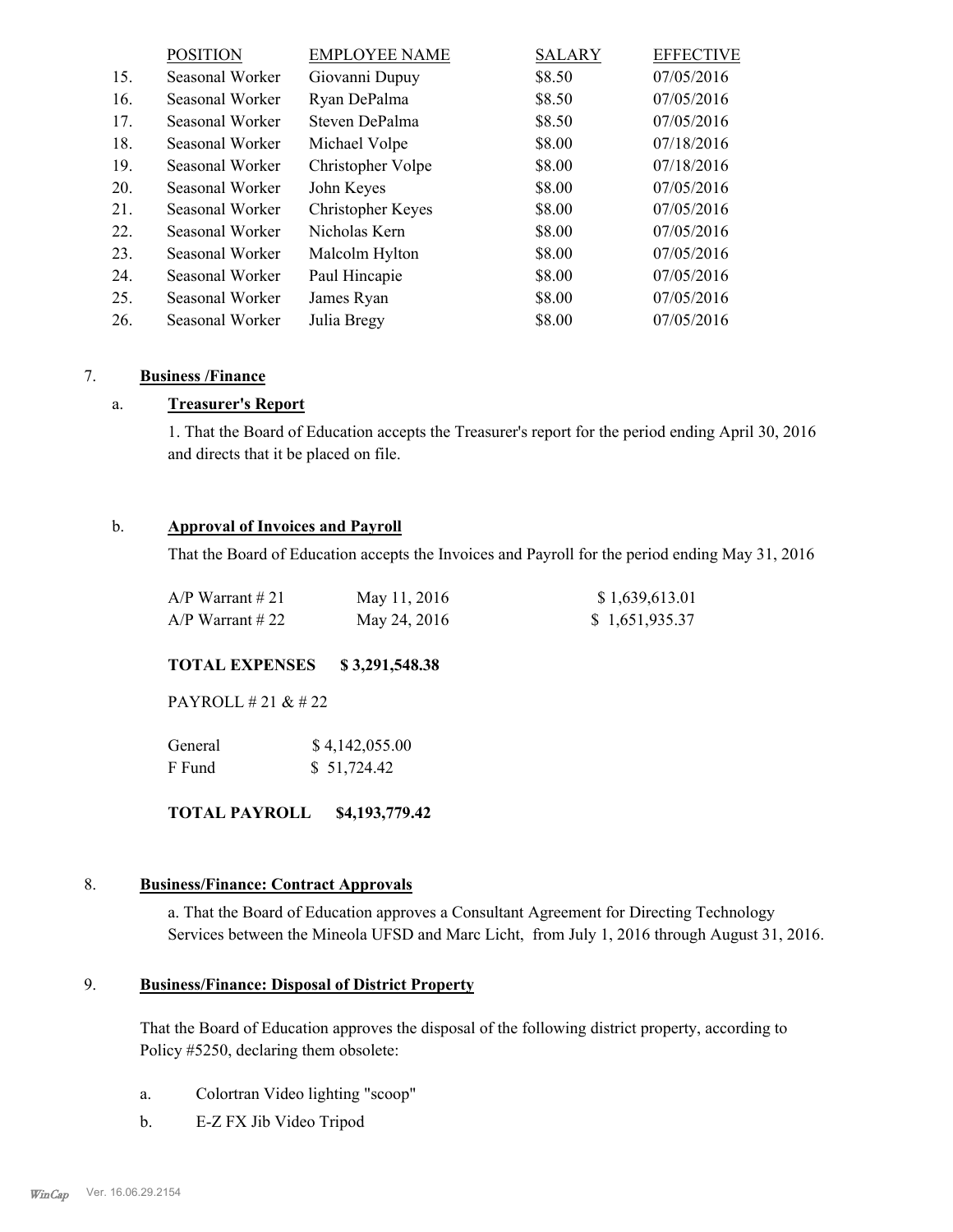|  | POSITION | EMPLOYEE NAME | SALARY | EFFECTIVE |
|---|---|---|---|---|
| 15. | Seasonal Worker | Giovanni Dupuy | $8.50 | 07/05/2016 |
| 16. | Seasonal Worker | Ryan DePalma | $8.50 | 07/05/2016 |
| 17. | Seasonal Worker | Steven DePalma | $8.50 | 07/05/2016 |
| 18. | Seasonal Worker | Michael Volpe | $8.00 | 07/18/2016 |
| 19. | Seasonal Worker | Christopher Volpe | $8.00 | 07/18/2016 |
| 20. | Seasonal Worker | John Keyes | $8.00 | 07/05/2016 |
| 21. | Seasonal Worker | Christopher Keyes | $8.00 | 07/05/2016 |
| 22. | Seasonal Worker | Nicholas Kern | $8.00 | 07/05/2016 |
| 23. | Seasonal Worker | Malcolm Hylton | $8.00 | 07/05/2016 |
| 24. | Seasonal Worker | Paul Hincapie | $8.00 | 07/05/2016 |
| 25. | Seasonal Worker | James Ryan | $8.00 | 07/05/2016 |
| 26. | Seasonal Worker | Julia Bregy | $8.00 | 07/05/2016 |

7. **Business /Finance**

a. **Treasurer's Report**

1. That the Board of Education accepts the Treasurer's report for the period ending April 30, 2016 and directs that it be placed on file.

b. **Approval of Invoices and Payroll**

That the Board of Education accepts the Invoices and Payroll for the period ending May 31, 2016

| | | |
|---|---|---|
| A/P Warrant # 21 | May 11, 2016 | $ 1,639,613.01 |
| A/P Warrant # 22 | May 24, 2016 | $ 1,651,935.37 |

**TOTAL EXPENSES $ 3,291,548.38**

PAYROLL # 21 & # 22

| | |
|---|---|
| General | $ 4,142,055.00 |
| F Fund | $ 51,724.42 |

**TOTAL PAYROLL $4,193,779.42**

8. **Business/Finance: Contract Approvals**

a. That the Board of Education approves a Consultant Agreement for Directing Technology Services between the Mineola UFSD and Marc Licht, from July 1, 2016 through August 31, 2016.

9. **Business/Finance: Disposal of District Property**

That the Board of Education approves the disposal of the following district property, according to Policy #5250, declaring them obsolete:

a. Colortran Video lighting "scoop"

b. E-Z FX Jib Video Tripod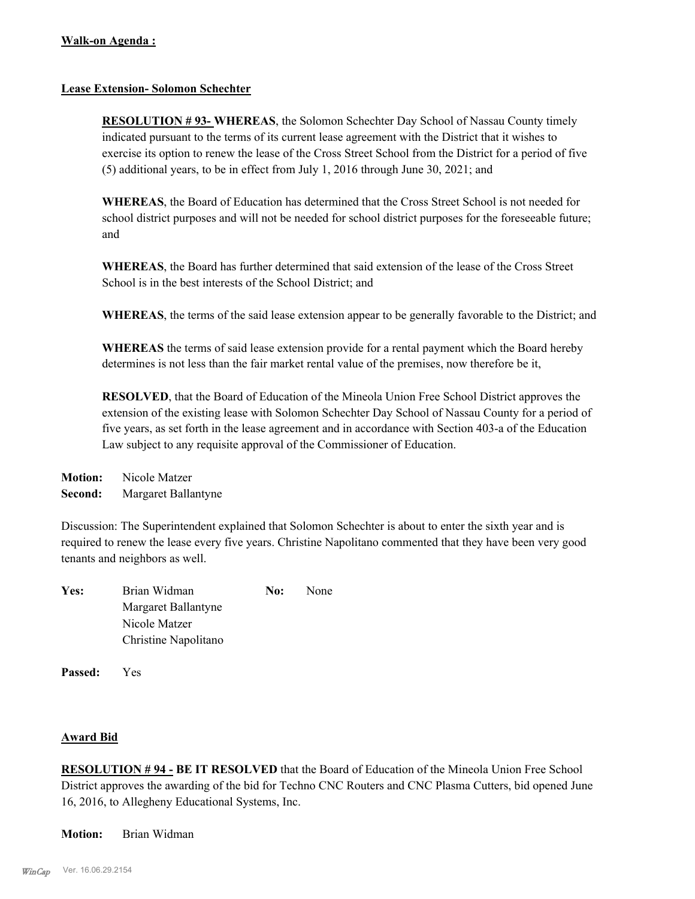**Walk-on Agenda :**

**Lease Extension- Solomon Schechter**

**RESOLUTION # 93- WHEREAS**, the Solomon Schechter Day School of Nassau County timely indicated pursuant to the terms of its current lease agreement with the District that it wishes to exercise its option to renew the lease of the Cross Street School from the District for a period of five (5) additional years, to be in effect from July 1, 2016 through June 30, 2021; and

**WHEREAS**, the Board of Education has determined that the Cross Street School is not needed for school district purposes and will not be needed for school district purposes for the foreseeable future; and

**WHEREAS**, the Board has further determined that said extension of the lease of the Cross Street School is in the best interests of the School District; and

**WHEREAS**, the terms of the said lease extension appear to be generally favorable to the District; and

**WHEREAS** the terms of said lease extension provide for a rental payment which the Board hereby determines is not less than the fair market rental value of the premises, now therefore be it,

**RESOLVED**, that the Board of Education of the Mineola Union Free School District approves the extension of the existing lease with Solomon Schechter Day School of Nassau County for a period of five years, as set forth in the lease agreement and in accordance with Section 403-a of the Education Law subject to any requisite approval of the Commissioner of Education.

**Motion:** Nicole Matzer
**Second:** Margaret Ballantyne

Discussion: The Superintendent explained that Solomon Schechter is about to enter the sixth year and is required to renew the lease every five years. Christine Napolitano commented that they have been very good tenants and neighbors as well.

**Yes:** Brian Widman
Margaret Ballantyne
Nicole Matzer
Christine Napolitano

**No:** None

**Passed:** Yes

**Award Bid**

**RESOLUTION # 94 - BE IT RESOLVED** that the Board of Education of the Mineola Union Free School District approves the awarding of the bid for Techno CNC Routers and CNC Plasma Cutters, bid opened June 16, 2016, to Allegheny Educational Systems, Inc.

**Motion:** Brian Widman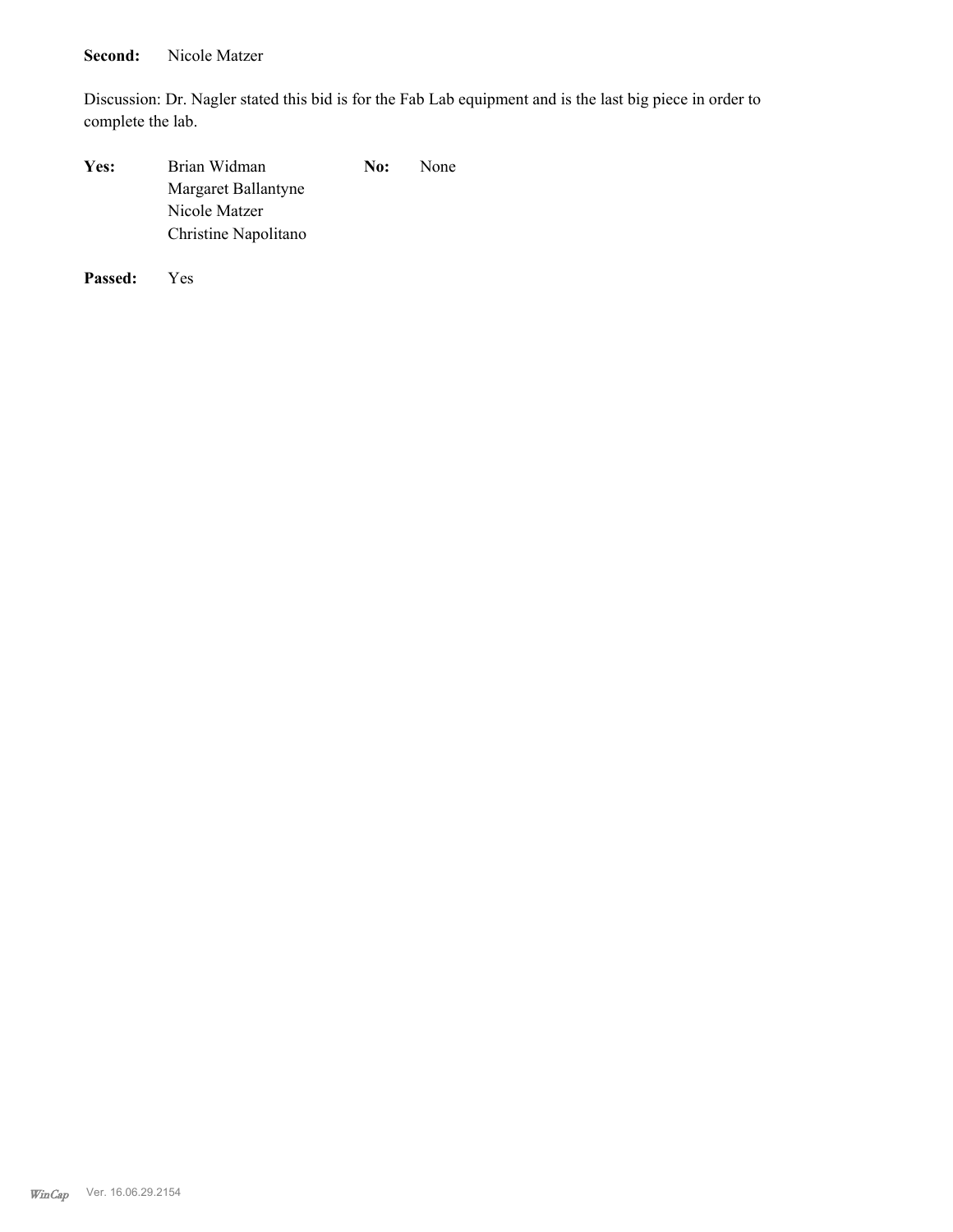**Second:** Nicole Matzer

Discussion: Dr. Nagler stated this bid is for the Fab Lab equipment and is the last big piece in order to complete the lab.

| | | | |
|---|---|---|---|
| **Yes:** | Brian Widman | **No:** | None |
| | Margaret Ballantyne | | |
| | Nicole Matzer | | |
| | Christine Napolitano | | |

**Passed:** Yes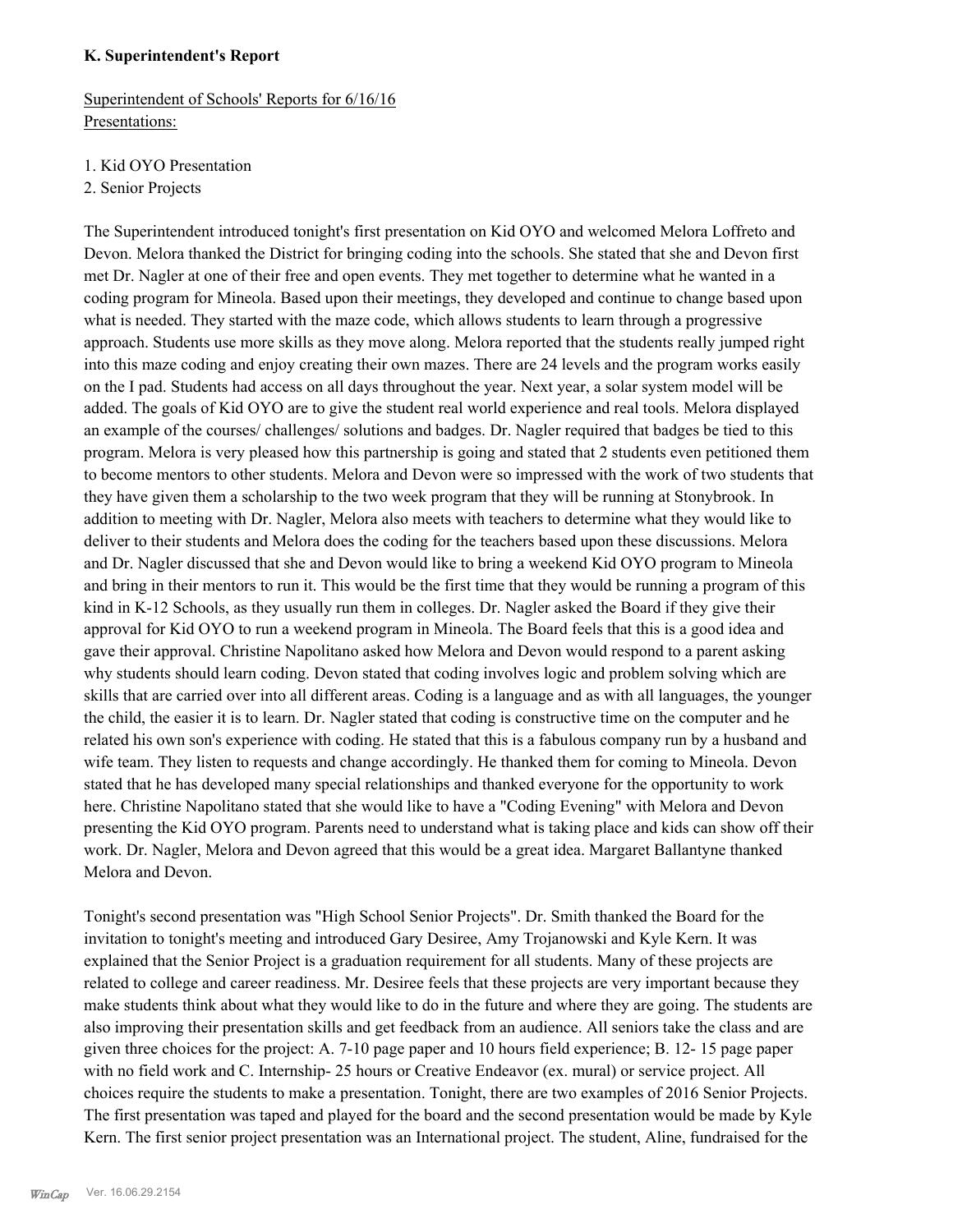**K. Superintendent's Report**

Superintendent of Schools' Reports for 6/16/16
Presentations:

1. Kid OYO Presentation
2. Senior Projects

The Superintendent introduced tonight's first presentation on Kid OYO and welcomed Melora Loffreto and Devon. Melora thanked the District for bringing coding into the schools. She stated that she and Devon first met Dr. Nagler at one of their free and open events. They met together to determine what he wanted in a coding program for Mineola. Based upon their meetings, they developed and continue to change based upon what is needed. They started with the maze code, which allows students to learn through a progressive approach. Students use more skills as they move along. Melora reported that the students really jumped right into this maze coding and enjoy creating their own mazes. There are 24 levels and the program works easily on the I pad. Students had access on all days throughout the year. Next year, a solar system model will be added. The goals of Kid OYO are to give the student real world experience and real tools. Melora displayed an example of the courses/ challenges/ solutions and badges. Dr. Nagler required that badges be tied to this program. Melora is very pleased how this partnership is going and stated that 2 students even petitioned them to become mentors to other students. Melora and Devon were so impressed with the work of two students that they have given them a scholarship to the two week program that they will be running at Stonybrook. In addition to meeting with Dr. Nagler, Melora also meets with teachers to determine what they would like to deliver to their students and Melora does the coding for the teachers based upon these discussions. Melora and Dr. Nagler discussed that she and Devon would like to bring a weekend Kid OYO program to Mineola and bring in their mentors to run it. This would be the first time that they would be running a program of this kind in K-12 Schools, as they usually run them in colleges. Dr. Nagler asked the Board if they give their approval for Kid OYO to run a weekend program in Mineola. The Board feels that this is a good idea and gave their approval. Christine Napolitano asked how Melora and Devon would respond to a parent asking why students should learn coding. Devon stated that coding involves logic and problem solving which are skills that are carried over into all different areas. Coding is a language and as with all languages, the younger the child, the easier it is to learn. Dr. Nagler stated that coding is constructive time on the computer and he related his own son's experience with coding. He stated that this is a fabulous company run by a husband and wife team. They listen to requests and change accordingly. He thanked them for coming to Mineola. Devon stated that he has developed many special relationships and thanked everyone for the opportunity to work here. Christine Napolitano stated that she would like to have a "Coding Evening" with Melora and Devon presenting the Kid OYO program. Parents need to understand what is taking place and kids can show off their work. Dr. Nagler, Melora and Devon agreed that this would be a great idea. Margaret Ballantyne thanked Melora and Devon.

Tonight's second presentation was "High School Senior Projects". Dr. Smith thanked the Board for the invitation to tonight's meeting and introduced Gary Desiree, Amy Trojanowski and Kyle Kern. It was explained that the Senior Project is a graduation requirement for all students. Many of these projects are related to college and career readiness. Mr. Desiree feels that these projects are very important because they make students think about what they would like to do in the future and where they are going. The students are also improving their presentation skills and get feedback from an audience. All seniors take the class and are given three choices for the project: A. 7-10 page paper and 10 hours field experience; B. 12- 15 page paper with no field work and C. Internship- 25 hours or Creative Endeavor (ex. mural) or service project. All choices require the students to make a presentation. Tonight, there are two examples of 2016 Senior Projects. The first presentation was taped and played for the board and the second presentation would be made by Kyle Kern. The first senior project presentation was an International project. The student, Aline, fundraised for the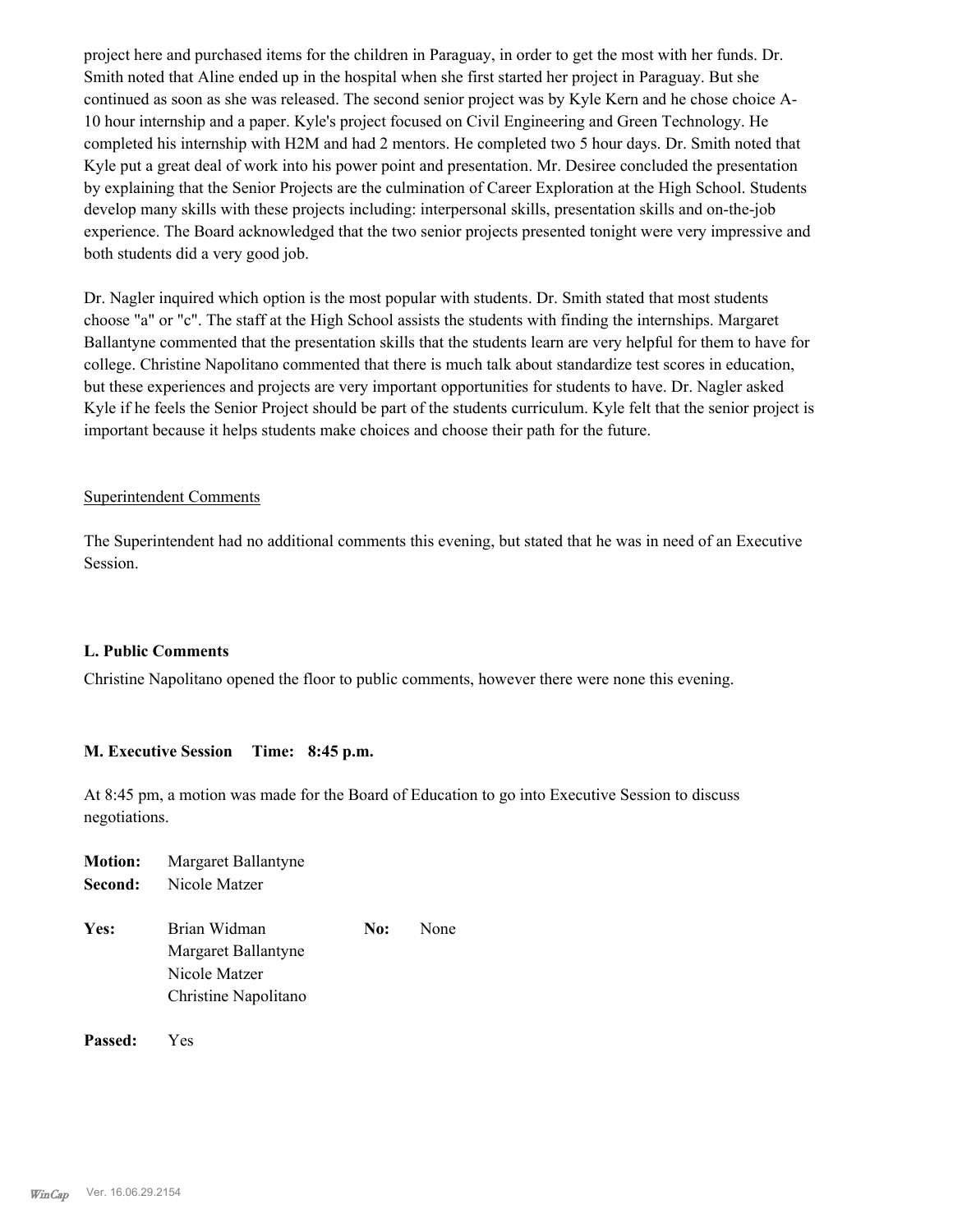project here and purchased items for the children in Paraguay, in order to get the most with her funds. Dr. Smith noted that Aline ended up in the hospital when she first started her project in Paraguay. But she continued as soon as she was released. The second senior project was by Kyle Kern and he chose choice A-10 hour internship and a paper. Kyle's project focused on Civil Engineering and Green Technology. He completed his internship with H2M and had 2 mentors. He completed two 5 hour days. Dr. Smith noted that Kyle put a great deal of work into his power point and presentation. Mr. Desiree concluded the presentation by explaining that the Senior Projects are the culmination of Career Exploration at the High School. Students develop many skills with these projects including: interpersonal skills, presentation skills and on-the-job experience. The Board acknowledged that the two senior projects presented tonight were very impressive and both students did a very good job.

Dr. Nagler inquired which option is the most popular with students. Dr. Smith stated that most students choose "a" or "c". The staff at the High School assists the students with finding the internships. Margaret Ballantyne commented that the presentation skills that the students learn are very helpful for them to have for college. Christine Napolitano commented that there is much talk about standardize test scores in education, but these experiences and projects are very important opportunities for students to have. Dr. Nagler asked Kyle if he feels the Senior Project should be part of the students curriculum. Kyle felt that the senior project is important because it helps students make choices and choose their path for the future.

<u>Superintendent Comments</u>

The Superintendent had no additional comments this evening, but stated that he was in need of an Executive Session.

### L. Public Comments

Christine Napolitano opened the floor to public comments, however there were none this evening.

### M. Executive Session Time: 8:45 p.m.

At 8:45 pm, a motion was made for the Board of Education to go into Executive Session to discuss negotiations.

**Motion:** Margaret Ballantyne
**Second:** Nicole Matzer

**Yes:** Brian Widman
Margaret Ballantyne
Nicole Matzer
Christine Napolitano

**No:** None

**Passed:** Yes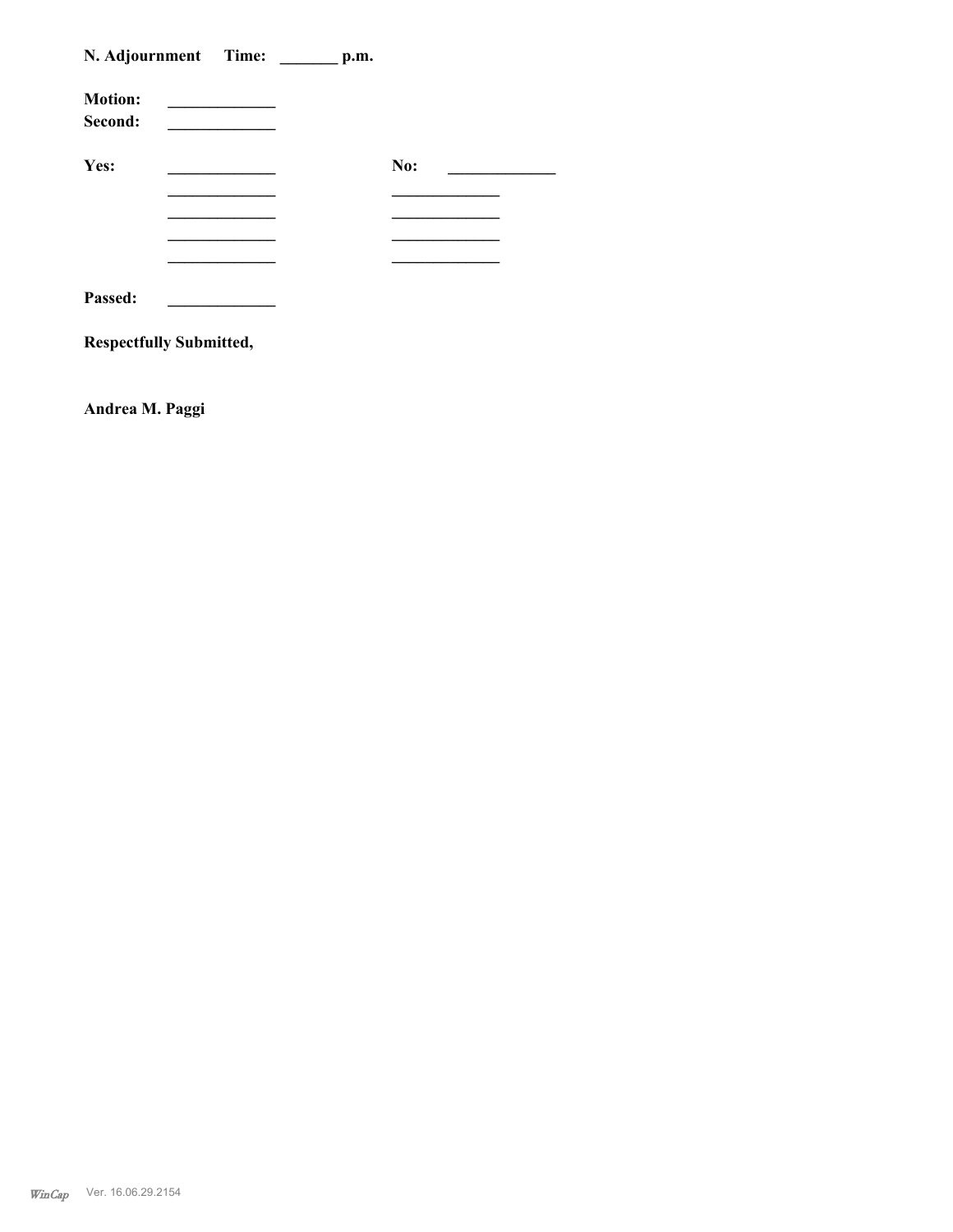**N. Adjournment Time: _______ p.m.**

**Motion:** _____________
**Second:** _____________

| | | | |
|---|---|---|---|
| **Yes:** | _____________ | **No:** | _____________ |
| | _____________ | | _____________ |
| | _____________ | | _____________ |
| | _____________ | | _____________ |
| | _____________ | | _____________ |

**Passed:** _____________

**Respectfully Submitted,**

**Andrea M. Paggi**

WinCap Ver. 16.06.29.2154